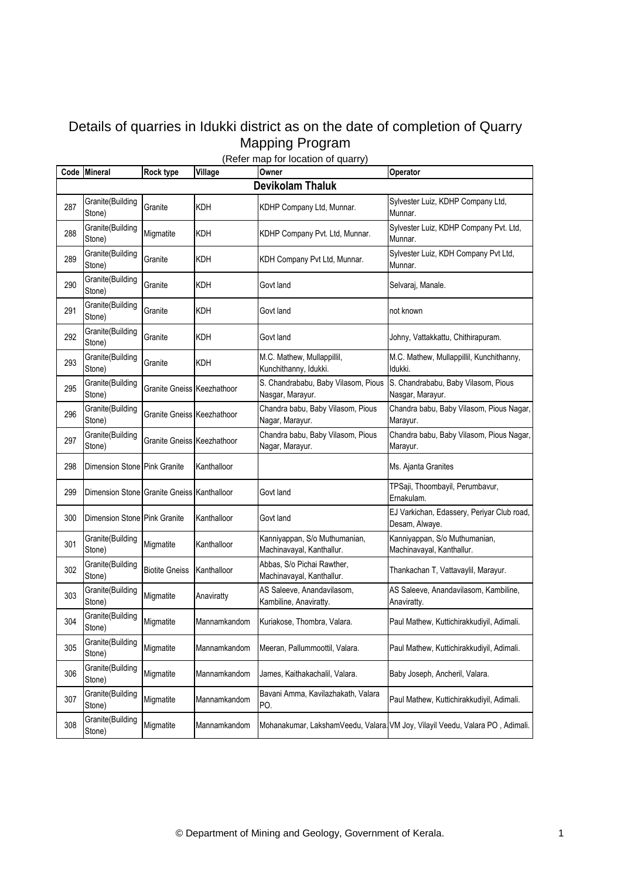# Details of quarries in Idukki district as on the date of completion of Quarry Mapping Program

(Refer map for location of quarry)

| Code | Mineral | Rock type | Village | Owner | Operator |
|---|---|---|---|---|---|
| **Devikolam Thaluk** | | | | | |
| 287 | Granite(Building Stone) | Granite | KDH | KDHP Company Ltd, Munnar. | Sylvester Luiz, KDHP Company Ltd, Munnar. |
| 288 | Granite(Building Stone) | Migmatite | KDH | KDHP Company Pvt. Ltd, Munnar. | Sylvester Luiz, KDHP Company Pvt. Ltd, Munnar. |
| 289 | Granite(Building Stone) | Granite | KDH | KDH Company Pvt Ltd, Munnar. | Sylvester Luiz, KDH Company Pvt Ltd, Munnar. |
| 290 | Granite(Building Stone) | Granite | KDH | Govt land | Selvaraj, Manale. |
| 291 | Granite(Building Stone) | Granite | KDH | Govt land | not known |
| 292 | Granite(Building Stone) | Granite | KDH | Govt land | Johny, Vattakkattu, Chithirapuram. |
| 293 | Granite(Building Stone) | Granite | KDH | M.C. Mathew, Mullappillil, Kunchithanny, Idukki. | M.C. Mathew, Mullappillil, Kunchithanny, Idukki. |
| 295 | Granite(Building Stone) | Granite Gneiss | Keezhathoor | S. Chandrababu, Baby Vilasom, Pious Nasgar, Marayur. | S. Chandrababu, Baby Vilasom, Pious Nasgar, Marayur. |
| 296 | Granite(Building Stone) | Granite Gneiss | Keezhathoor | Chandra babu, Baby Vilasom, Pious Nagar, Marayur. | Chandra babu, Baby Vilasom, Pious Nagar, Marayur. |
| 297 | Granite(Building Stone) | Granite Gneiss | Keezhathoor | Chandra babu, Baby Vilasom, Pious Nagar, Marayur. | Chandra babu, Baby Vilasom, Pious Nagar, Marayur. |
| 298 | Dimension Stone | Pink Granite | Kanthalloor | | Ms. Ajanta Granites |
| 299 | Dimension Stone | Granite Gneiss | Kanthalloor | Govt land | TPSaji, Thoombayil, Perumbavur, Ernakulam. |
| 300 | Dimension Stone | Pink Granite | Kanthalloor | Govt land | EJ Varkichan, Edassery, Periyar Club road, Desam, Alwaye. |
| 301 | Granite(Building Stone) | Migmatite | Kanthalloor | Kanniyappan, S/o Muthumanian, Machinavayal, Kanthallur. | Kanniyappan, S/o Muthumanian, Machinavayal, Kanthallur. |
| 302 | Granite(Building Stone) | Biotite Gneiss | Kanthalloor | Abbas, S/o Pichai Rawther, Machinavayal, Kanthallur. | Thankachan T, Vattavaylil, Marayur. |
| 303 | Granite(Building Stone) | Migmatite | Anaviratty | AS Saleeve, Anandavilasom, Kambiline, Anaviratty. | AS Saleeve, Anandavilasom, Kambiline, Anaviratty. |
| 304 | Granite(Building Stone) | Migmatite | Mannamkandom | Kuriakose, Thombra, Valara. | Paul Mathew, Kuttichirakkudiyil, Adimali. |
| 305 | Granite(Building Stone) | Migmatite | Mannamkandom | Meeran, Pallummoottil, Valara. | Paul Mathew, Kuttichirakkudiyil, Adimali. |
| 306 | Granite(Building Stone) | Migmatite | Mannamkandom | James, Kaithakachalil, Valara. | Baby Joseph, Ancheril, Valara. |
| 307 | Granite(Building Stone) | Migmatite | Mannamkandom | Bavani Amma, Kavilazhakath, Valara PO. | Paul Mathew, Kuttichirakkudiyil, Adimali. |
| 308 | Granite(Building Stone) | Migmatite | Mannamkandom | Mohanakumar, LakshamVeedu, Valara. | VM Joy, Vilayil Veedu, Valara PO , Adimali. |

© Department of Mining and Geology, Government of Kerala.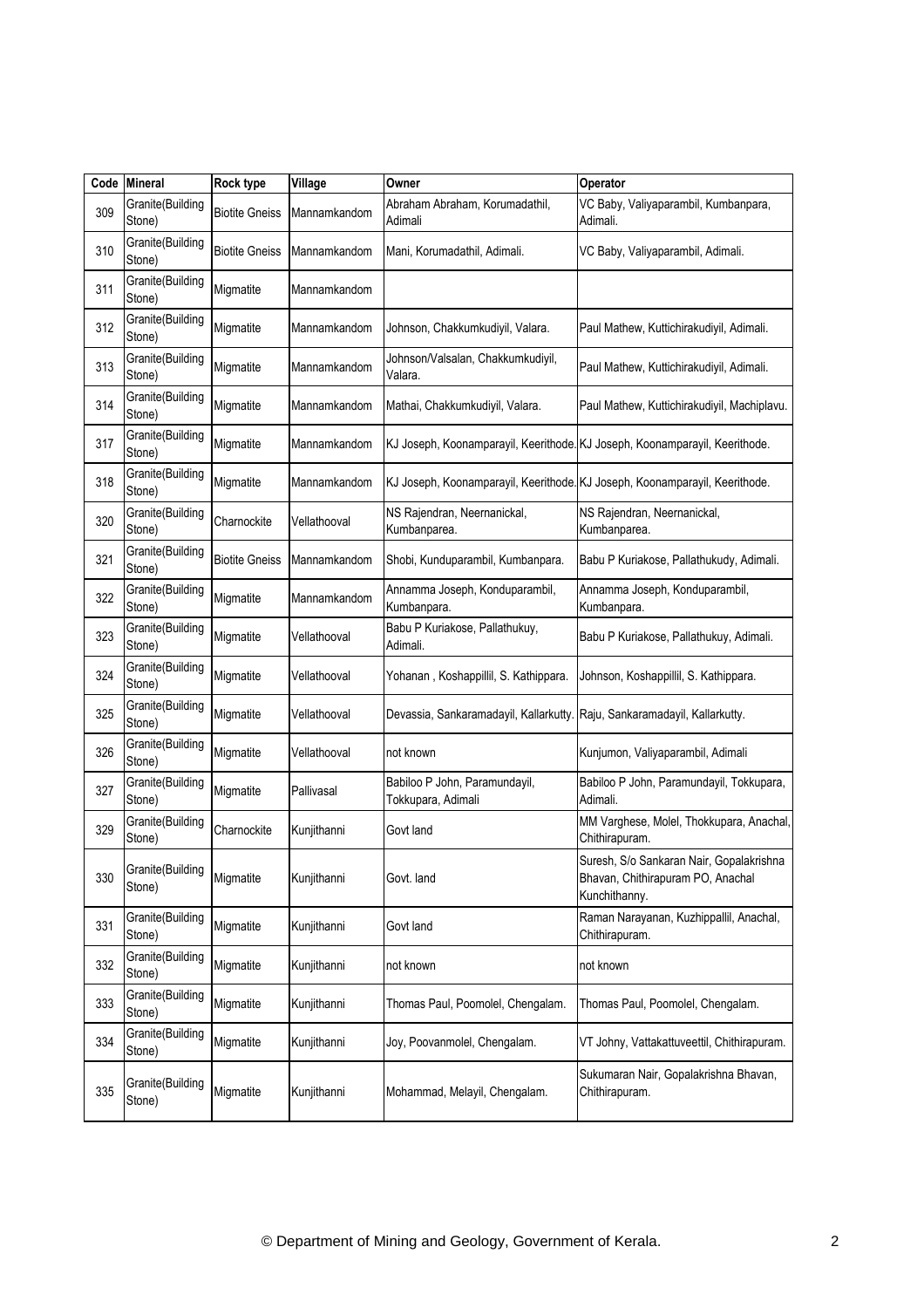| Code | Mineral | Rock type | Village | Owner | Operator |
|---|---|---|---|---|---|
| 309 | Granite(Building Stone) | Biotite Gneiss | Mannamkandom | Abraham Abraham, Korumadathil, Adimali | VC Baby, Valiyaparambil, Kumbanpara, Adimali. |
| 310 | Granite(Building Stone) | Biotite Gneiss | Mannamkandom | Mani, Korumadathil, Adimali. | VC Baby, Valiyaparambil, Adimali. |
| 311 | Granite(Building Stone) | Migmatite | Mannamkandom | | |
| 312 | Granite(Building Stone) | Migmatite | Mannamkandom | Johnson, Chakkumkudiyil, Valara. | Paul Mathew, Kuttichirakudiyil, Adimali. |
| 313 | Granite(Building Stone) | Migmatite | Mannamkandom | Johnson/Valsalan, Chakkumkudiyil, Valara. | Paul Mathew, Kuttichirakudiyil, Adimali. |
| 314 | Granite(Building Stone) | Migmatite | Mannamkandom | Mathai, Chakkumkudiyil, Valara. | Paul Mathew, Kuttichirakudiyil, Machiplavu. |
| 317 | Granite(Building Stone) | Migmatite | Mannamkandom | KJ Joseph, Koonamparayil, Keerithode. | KJ Joseph, Koonamparayil, Keerithode. |
| 318 | Granite(Building Stone) | Migmatite | Mannamkandom | KJ Joseph, Koonamparayil, Keerithode. | KJ Joseph, Koonamparayil, Keerithode. |
| 320 | Granite(Building Stone) | Charnockite | Vellathooval | NS Rajendran, Neernanickal, Kumbanparea. | NS Rajendran, Neernanickal, Kumbanparea. |
| 321 | Granite(Building Stone) | Biotite Gneiss | Mannamkandom | Shobi, Kunduparambil, Kumbanpara. | Babu P Kuriakose, Pallathukudy, Adimali. |
| 322 | Granite(Building Stone) | Migmatite | Mannamkandom | Annamma Joseph, Konduparambil, Kumbanpara. | Annamma Joseph, Konduparambil, Kumbanpara. |
| 323 | Granite(Building Stone) | Migmatite | Vellathooval | Babu P Kuriakose, Pallathukuy, Adimali. | Babu P Kuriakose, Pallathukuy, Adimali. |
| 324 | Granite(Building Stone) | Migmatite | Vellathooval | Yohanan , Koshappillil, S. Kathippara. | Johnson, Koshappillil, S. Kathippara. |
| 325 | Granite(Building Stone) | Migmatite | Vellathooval | Devassia, Sankaramadayil, Kallarkutty. | Raju, Sankaramadayil, Kallarkutty. |
| 326 | Granite(Building Stone) | Migmatite | Vellathooval | not known | Kunjumon, Valiyaparambil, Adimali |
| 327 | Granite(Building Stone) | Migmatite | Pallivasal | Babiloo P John, Paramundayil, Tokkupara, Adimali | Babiloo P John, Paramundayil, Tokkupara, Adimali. |
| 329 | Granite(Building Stone) | Charnockite | Kunjithanni | Govt land | MM Varghese, Molel, Thokkupara, Anachal, Chithirapuram. |
| 330 | Granite(Building Stone) | Migmatite | Kunjithanni | Govt. land | Suresh, S/o Sankaran Nair, Gopalakrishna Bhavan, Chithirapuram PO, Anachal Kunchithanny. |
| 331 | Granite(Building Stone) | Migmatite | Kunjithanni | Govt land | Raman Narayanan, Kuzhippallil, Anachal, Chithirapuram. |
| 332 | Granite(Building Stone) | Migmatite | Kunjithanni | not known | not known |
| 333 | Granite(Building Stone) | Migmatite | Kunjithanni | Thomas Paul, Poomolel, Chengalam. | Thomas Paul, Poomolel, Chengalam. |
| 334 | Granite(Building Stone) | Migmatite | Kunjithanni | Joy, Poovanmolel, Chengalam. | VT Johny, Vattakattuveettil, Chithirapuram. |
| 335 | Granite(Building Stone) | Migmatite | Kunjithanni | Mohammad, Melayil, Chengalam. | Sukumaran Nair, Gopalakrishna Bhavan, Chithirapuram. |

© Department of Mining and Geology, Government of Kerala.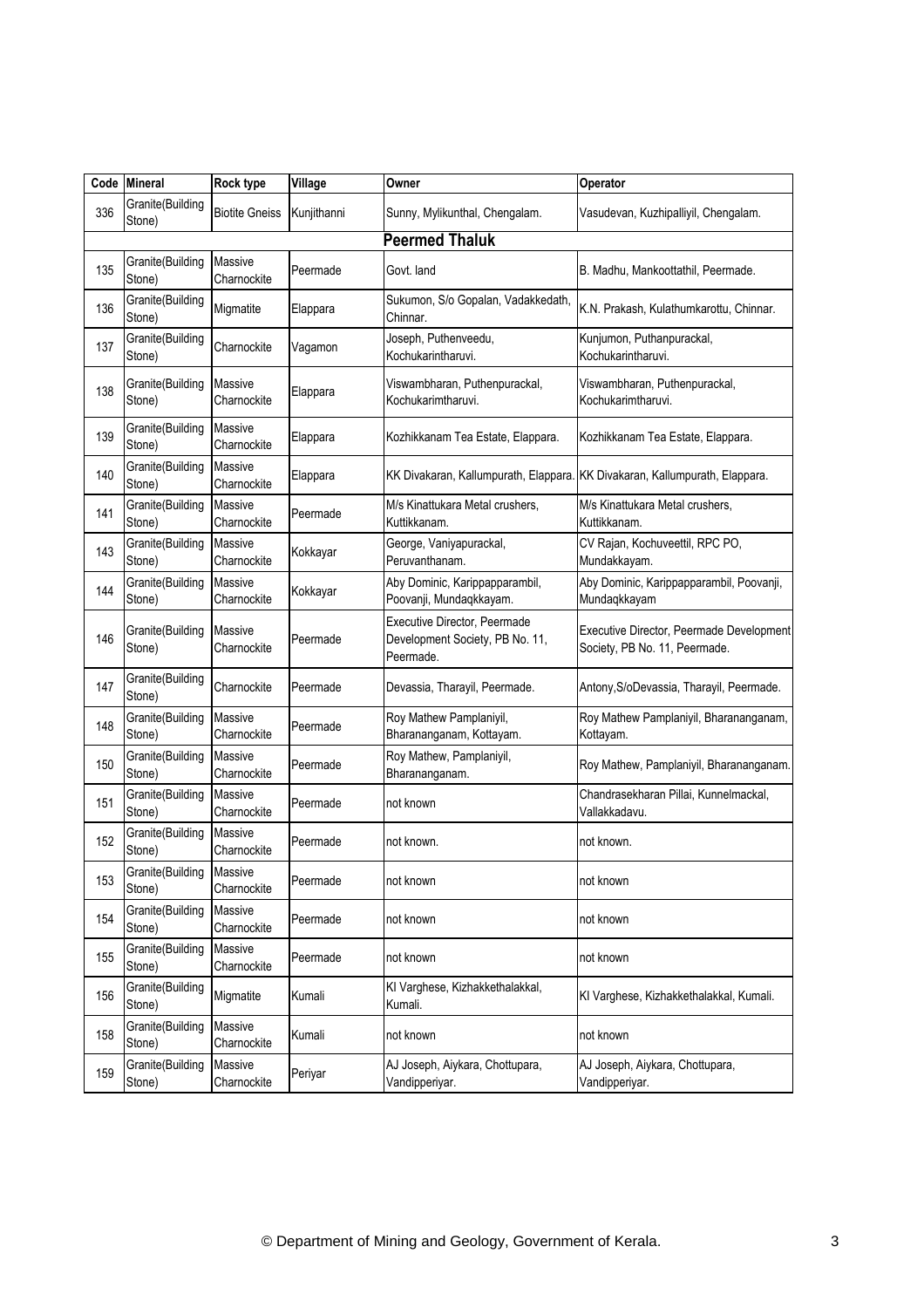| Code | Mineral | Rock type | Village | Owner | Operator |
|---|---|---|---|---|---|
| 336 | Granite(Building Stone) | Biotite Gneiss | Kunjithanni | Sunny, Mylikunthal, Chengalam. | Vasudevan, Kuzhipalliyil, Chengalam. |
| | | | **Peermed Thaluk** | | |
| 135 | Granite(Building Stone) | Massive Charnockite | Peermade | Govt. land | B. Madhu, Mankoottathil, Peermade. |
| 136 | Granite(Building Stone) | Migmatite | Elappara | Sukumon, S/o Gopalan, Vadakkedath, Chinnar. | K.N. Prakash, Kulathumkarottu, Chinnar. |
| 137 | Granite(Building Stone) | Charnockite | Vagamon | Joseph, Puthenveedu, Kochukarintharuvi. | Kunjumon, Puthanpurackal, Kochukarintharuvi. |
| 138 | Granite(Building Stone) | Massive Charnockite | Elappara | Viswambharan, Puthenpurackal, Kochukarimtharuvi. | Viswambharan, Puthenpurackal, Kochukarimtharuvi. |
| 139 | Granite(Building Stone) | Massive Charnockite | Elappara | Kozhikkanam Tea Estate, Elappara. | Kozhikkanam Tea Estate, Elappara. |
| 140 | Granite(Building Stone) | Massive Charnockite | Elappara | KK Divakaran, Kallumpurath, Elappara. | KK Divakaran, Kallumpurath, Elappara. |
| 141 | Granite(Building Stone) | Massive Charnockite | Peermade | M/s Kinattukara Metal crushers, Kuttikkanam. | M/s Kinattukara Metal crushers, Kuttikkanam. |
| 143 | Granite(Building Stone) | Massive Charnockite | Kokkayar | George, Vaniyapurackal, Peruvanthanam. | CV Rajan, Kochuveettil, RPC PO, Mundakkayam. |
| 144 | Granite(Building Stone) | Massive Charnockite | Kokkayar | Aby Dominic, Karippapparambil, Poovanji, Mundaqkkayam. | Aby Dominic, Karippapparambil, Poovanji, Mundaqkkayam |
| 146 | Granite(Building Stone) | Massive Charnockite | Peermade | Executive Director, Peermade Development Society, PB No. 11, Peermade. | Executive Director, Peermade Development Society, PB No. 11, Peermade. |
| 147 | Granite(Building Stone) | Charnockite | Peermade | Devassia, Tharayil, Peermade. | Antony,S/oDevassia, Tharayil, Peermade. |
| 148 | Granite(Building Stone) | Massive Charnockite | Peermade | Roy Mathew Pamplaniyil, Bharananganam, Kottayam. | Roy Mathew Pamplaniyil, Bharananganam, Kottayam. |
| 150 | Granite(Building Stone) | Massive Charnockite | Peermade | Roy Mathew, Pamplaniyil, Bharananganam. | Roy Mathew, Pamplaniyil, Bharananganam. |
| 151 | Granite(Building Stone) | Massive Charnockite | Peermade | not known | Chandrasekharan Pillai, Kunnelmackal, Vallakkadavu. |
| 152 | Granite(Building Stone) | Massive Charnockite | Peermade | not known. | not known. |
| 153 | Granite(Building Stone) | Massive Charnockite | Peermade | not known | not known |
| 154 | Granite(Building Stone) | Massive Charnockite | Peermade | not known | not known |
| 155 | Granite(Building Stone) | Massive Charnockite | Peermade | not known | not known |
| 156 | Granite(Building Stone) | Migmatite | Kumali | KI Varghese, Kizhakkethalakkal, Kumali. | KI Varghese, Kizhakkethalakkal, Kumali. |
| 158 | Granite(Building Stone) | Massive Charnockite | Kumali | not known | not known |
| 159 | Granite(Building Stone) | Massive Charnockite | Periyar | AJ Joseph, Aiykara, Chottupara, Vandipperiyar. | AJ Joseph, Aiykara, Chottupara, Vandipperiyar. |

© Department of Mining and Geology, Government of Kerala.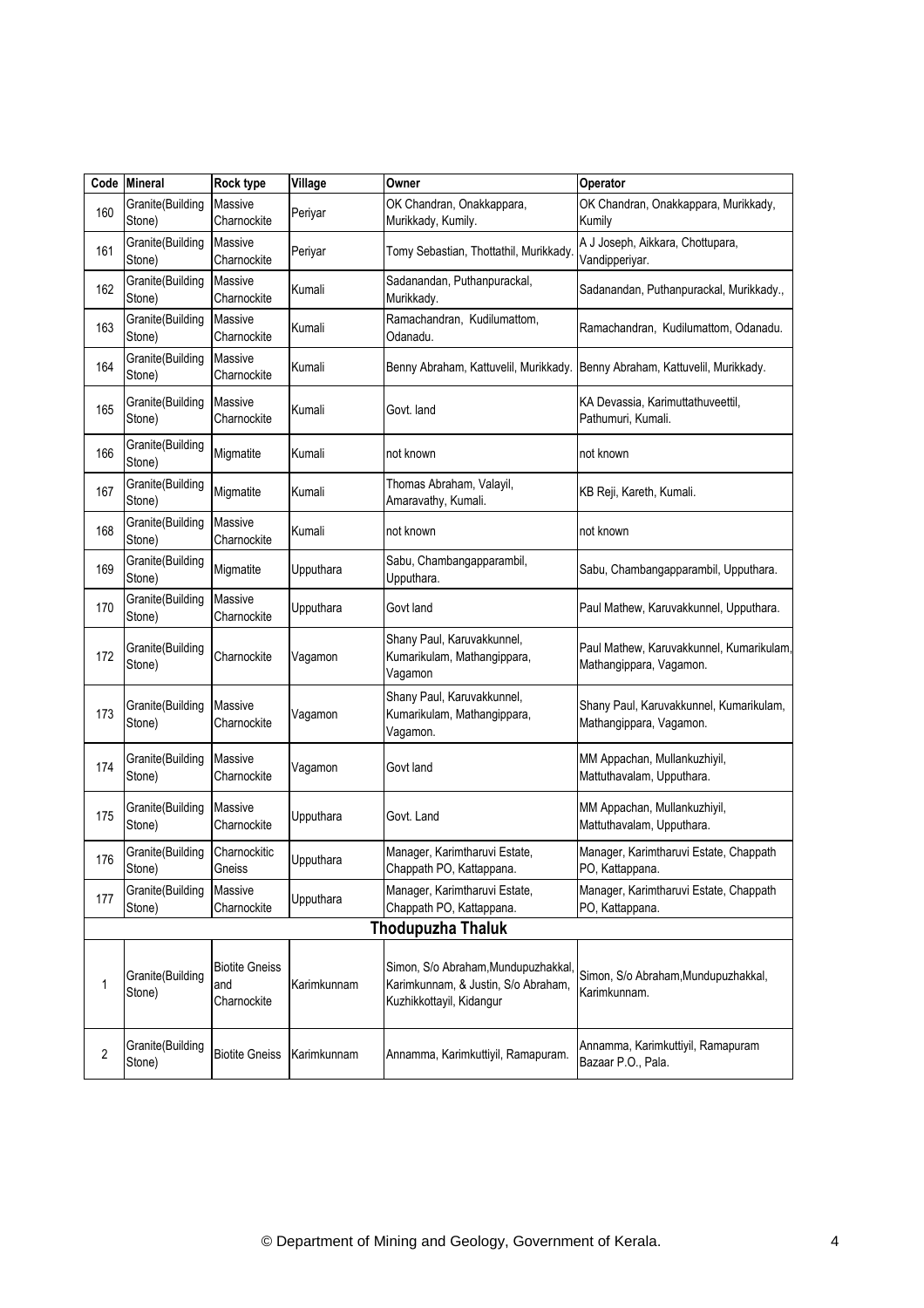| Code | Mineral | Rock type | Village | Owner | Operator |
|---|---|---|---|---|---|
| 160 | Granite(Building Stone) | Massive Charnockite | Periyar | OK Chandran, Onakkappara, Murikkady, Kumily. | OK Chandran, Onakkappara, Murikkady, Kumily |
| 161 | Granite(Building Stone) | Massive Charnockite | Periyar | Tomy Sebastian, Thottathil, Murikkady. | A J Joseph, Aikkara, Chottupara, Vandipperiyar. |
| 162 | Granite(Building Stone) | Massive Charnockite | Kumali | Sadanandan, Puthanpurackal, Murikkady. | Sadanandan, Puthanpurackal, Murikkady., |
| 163 | Granite(Building Stone) | Massive Charnockite | Kumali | Ramachandran, Kudilumattom, Odanadu. | Ramachandran, Kudilumattom, Odanadu. |
| 164 | Granite(Building Stone) | Massive Charnockite | Kumali | Benny Abraham, Kattuvelil, Murikkady. | Benny Abraham, Kattuvelil, Murikkady. |
| 165 | Granite(Building Stone) | Massive Charnockite | Kumali | Govt. land | KA Devassia, Karimuttathuveettil, Pathumuri, Kumali. |
| 166 | Granite(Building Stone) | Migmatite | Kumali | not known | not known |
| 167 | Granite(Building Stone) | Migmatite | Kumali | Thomas Abraham, Valayil, Amaravathy, Kumali. | KB Reji, Kareth, Kumali. |
| 168 | Granite(Building Stone) | Massive Charnockite | Kumali | not known | not known |
| 169 | Granite(Building Stone) | Migmatite | Upputhara | Sabu, Chambangapparambil, Upputhara. | Sabu, Chambangapparambil, Upputhara. |
| 170 | Granite(Building Stone) | Massive Charnockite | Upputhara | Govt land | Paul Mathew, Karuvakkunnel, Upputhara. |
| 172 | Granite(Building Stone) | Charnockite | Vagamon | Shany Paul, Karuvakkunnel, Kumarikulam, Mathangippara, Vagamon | Paul Mathew, Karuvakkunnel, Kumarikulam, Mathangippara, Vagamon. |
| 173 | Granite(Building Stone) | Massive Charnockite | Vagamon | Shany Paul, Karuvakkunnel, Kumarikulam, Mathangippara, Vagamon. | Shany Paul, Karuvakkunnel, Kumarikulam, Mathangippara, Vagamon. |
| 174 | Granite(Building Stone) | Massive Charnockite | Vagamon | Govt land | MM Appachan, Mullankuzhiyil, Mattuthavalam, Upputhara. |
| 175 | Granite(Building Stone) | Massive Charnockite | Upputhara | Govt. Land | MM Appachan, Mullankuzhiyil, Mattuthavalam, Upputhara. |
| 176 | Granite(Building Stone) | Charnockitic Gneiss | Upputhara | Manager, Karimtharuvi Estate, Chappath PO, Kattappana. | Manager, Karimtharuvi Estate, Chappath PO, Kattappana. |
| 177 | Granite(Building Stone) | Massive Charnockite | Upputhara | Manager, Karimtharuvi Estate, Chappath PO, Kattappana. | Manager, Karimtharuvi Estate, Chappath PO, Kattappana. |
| | | | **Thodupuzha Thaluk** | | |
| 1 | Granite(Building Stone) | Biotite Gneiss and Charnockite | Karimkunnam | Simon, S/o Abraham,Mundupuzhakkal, Karimkunnam, & Justin, S/o Abraham, Kuzhikkottayil, Kidangur | Simon, S/o Abraham,Mundupuzhakkal, Karimkunnam. |
| 2 | Granite(Building Stone) | Biotite Gneiss | Karimkunnam | Annamma, Karimkuttiyil, Ramapuram. | Annamma, Karimkuttiyil, Ramapuram Bazaar P.O., Pala. |

© Department of Mining and Geology, Government of Kerala.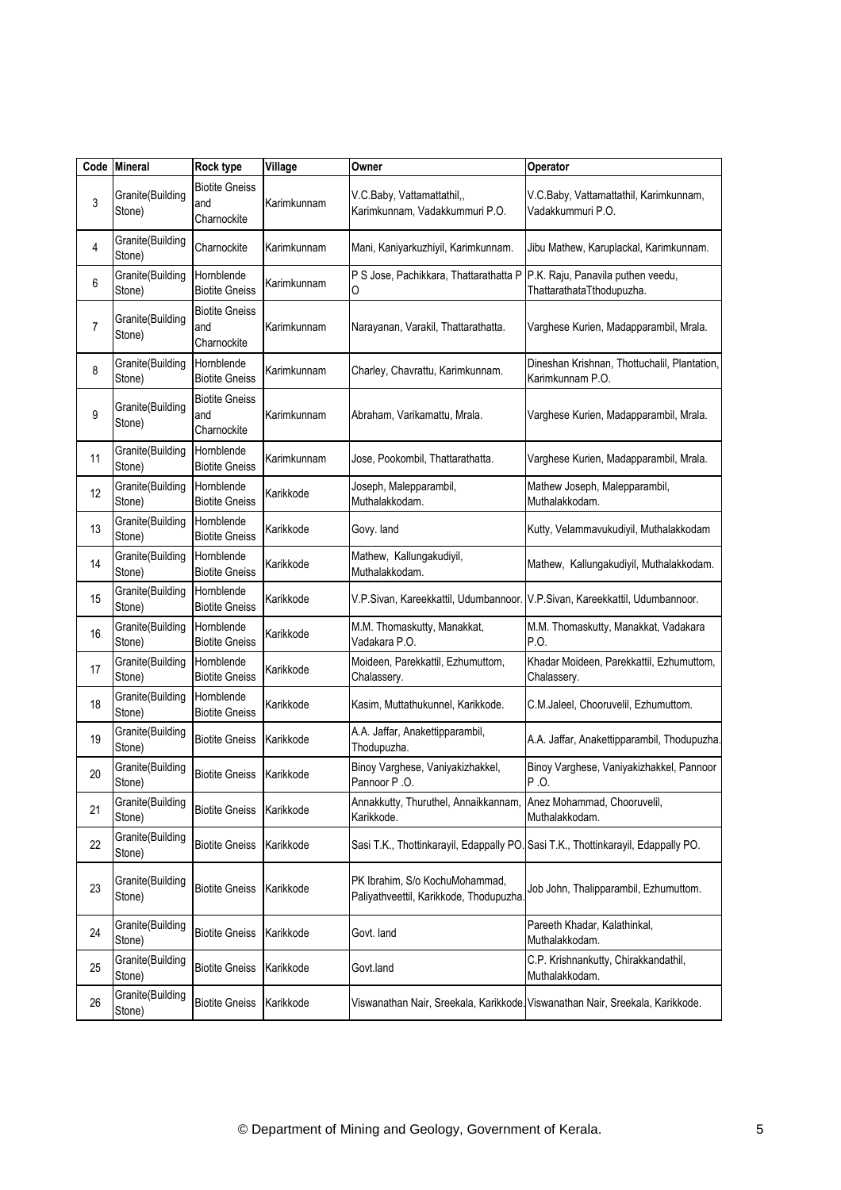| Code | Mineral | Rock type | Village | Owner | Operator |
|---|---|---|---|---|---|
| 3 | Granite(Building Stone) | Biotite Gneiss and Charnockite | Karimkunnam | V.C.Baby, Vattamattathil,, Karimkunnam, Vadakkummuri P.O. | V.C.Baby, Vattamattathil, Karimkunnam, Vadakkummuri P.O. |
| 4 | Granite(Building Stone) | Charnockite | Karimkunnam | Mani, Kaniyarkuzhiyil, Karimkunnam. | Jibu Mathew, Karuplackal, Karimkunnam. |
| 6 | Granite(Building Stone) | Hornblende Biotite Gneiss | Karimkunnam | P S Jose, Pachikkara, Thattarathatta P O | P.K. Raju, Panavila puthen veedu, ThattarathataTthodupuzha. |
| 7 | Granite(Building Stone) | Biotite Gneiss and Charnockite | Karimkunnam | Narayanan, Varakil, Thattarathatta. | Varghese Kurien, Madapparambil, Mrala. |
| 8 | Granite(Building Stone) | Hornblende Biotite Gneiss | Karimkunnam | Charley, Chavrattu, Karimkunnam. | Dineshan Krishnan, Thottuchalil, Plantation, Karimkunnam P.O. |
| 9 | Granite(Building Stone) | Biotite Gneiss and Charnockite | Karimkunnam | Abraham, Varikamattu, Mrala. | Varghese Kurien, Madapparambil, Mrala. |
| 11 | Granite(Building Stone) | Hornblende Biotite Gneiss | Karimkunnam | Jose, Pookombil, Thattarathatta. | Varghese Kurien, Madapparambil, Mrala. |
| 12 | Granite(Building Stone) | Hornblende Biotite Gneiss | Karikkode | Joseph, Malepparambil, Muthalakkodam. | Mathew Joseph, Malepparambil, Muthalakkodam. |
| 13 | Granite(Building Stone) | Hornblende Biotite Gneiss | Karikkode | Govy. land | Kutty, Velammavukudiyil, Muthalakkodam |
| 14 | Granite(Building Stone) | Hornblende Biotite Gneiss | Karikkode | Mathew, Kallungakudiyil, Muthalakkodam. | Mathew, Kallungakudiyil, Muthalakkodam. |
| 15 | Granite(Building Stone) | Hornblende Biotite Gneiss | Karikkode | V.P.Sivan, Kareekkattil, Udumbannoor. | V.P.Sivan, Kareekkattil, Udumbannoor. |
| 16 | Granite(Building Stone) | Hornblende Biotite Gneiss | Karikkode | M.M. Thomaskutty, Manakkat, Vadakara P.O. | M.M. Thomaskutty, Manakkat, Vadakara P.O. |
| 17 | Granite(Building Stone) | Hornblende Biotite Gneiss | Karikkode | Moideen, Parekkattil, Ezhumuttom, Chalassery. | Khadar Moideen, Parekkattil, Ezhumuttom, Chalassery. |
| 18 | Granite(Building Stone) | Hornblende Biotite Gneiss | Karikkode | Kasim, Muttathukunnel, Karikkode. | C.M.Jaleel, Chooruvelil, Ezhumuttom. |
| 19 | Granite(Building Stone) | Biotite Gneiss | Karikkode | A.A. Jaffar, Anakettipparambil, Thodupuzha. | A.A. Jaffar, Anakettipparambil, Thodupuzha. |
| 20 | Granite(Building Stone) | Biotite Gneiss | Karikkode | Binoy Varghese, Vaniyakizhakkel, Pannoor P .O. | Binoy Varghese, Vaniyakizhakkel, Pannoor P .O. |
| 21 | Granite(Building Stone) | Biotite Gneiss | Karikkode | Annakkutty, Thuruthel, Annaikkannam, Karikkode. | Anez Mohammad, Chooruvelil, Muthalakkodam. |
| 22 | Granite(Building Stone) | Biotite Gneiss | Karikkode | Sasi T.K., Thottinkarayil, Edappally PO. | Sasi T.K., Thottinkarayil, Edappally PO. |
| 23 | Granite(Building Stone) | Biotite Gneiss | Karikkode | PK Ibrahim, S/o KochuMohammad, Paliyathveettil, Karikkode, Thodupuzha. | Job John, Thalipparambil, Ezhumuttom. |
| 24 | Granite(Building Stone) | Biotite Gneiss | Karikkode | Govt. land | Pareeth Khadar, Kalathinkal, Muthalakkodam. |
| 25 | Granite(Building Stone) | Biotite Gneiss | Karikkode | Govt.land | C.P. Krishnankutty, Chirakkandathil, Muthalakkodam. |
| 26 | Granite(Building Stone) | Biotite Gneiss | Karikkode | Viswanathan Nair, Sreekala, Karikkode. | Viswanathan Nair, Sreekala, Karikkode. |

© Department of Mining and Geology, Government of Kerala.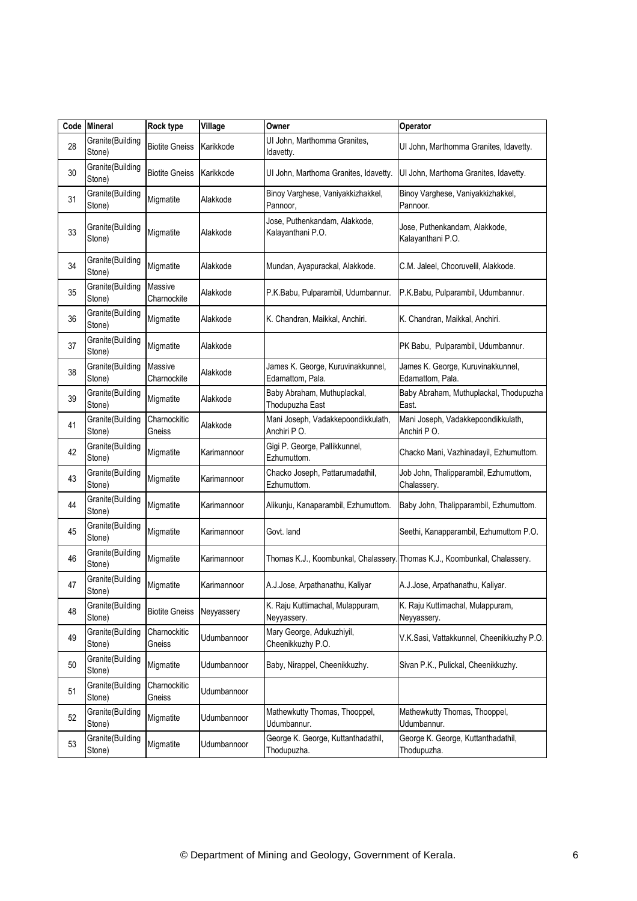| Code | Mineral | Rock type | Village | Owner | Operator |
|---|---|---|---|---|---|
| 28 | Granite(Building Stone) | Biotite Gneiss | Karikkode | Ul John, Marthomma Granites, Idavetty. | Ul John, Marthomma Granites, Idavetty. |
| 30 | Granite(Building Stone) | Biotite Gneiss | Karikkode | Ul John, Marthoma Granites, Idavetty. | Ul John, Marthoma Granites, Idavetty. |
| 31 | Granite(Building Stone) | Migmatite | Alakkode | Binoy Varghese, Vaniyakkizhakkel, Pannoor, | Binoy Varghese, Vaniyakkizhakkel, Pannoor. |
| 33 | Granite(Building Stone) | Migmatite | Alakkode | Jose, Puthenkandam, Alakkode, Kalayanthani P.O. | Jose, Puthenkandam, Alakkode, Kalayanthani P.O. |
| 34 | Granite(Building Stone) | Migmatite | Alakkode | Mundan, Ayapurackal, Alakkode. | C.M. Jaleel, Chooruvelil, Alakkode. |
| 35 | Granite(Building Stone) | Massive Charnockite | Alakkode | P.K.Babu, Pulparambil, Udumbannur. | P.K.Babu, Pulparambil, Udumbannur. |
| 36 | Granite(Building Stone) | Migmatite | Alakkode | K. Chandran, Maikkal, Anchiri. | K. Chandran, Maikkal, Anchiri. |
| 37 | Granite(Building Stone) | Migmatite | Alakkode | | PK Babu, Pulparambil, Udumbannur. |
| 38 | Granite(Building Stone) | Massive Charnockite | Alakkode | James K. George, Kuruvinakkunnel, Edamattom, Pala. | James K. George, Kuruvinakkunnel, Edamattom, Pala. |
| 39 | Granite(Building Stone) | Migmatite | Alakkode | Baby Abraham, Muthuplackal, Thodupuzha East | Baby Abraham, Muthuplackal, Thodupuzha East. |
| 41 | Granite(Building Stone) | Charnockitic Gneiss | Alakkode | Mani Joseph, Vadakkepoondikkulath, Anchiri P O. | Mani Joseph, Vadakkepoondikkulath, Anchiri P O. |
| 42 | Granite(Building Stone) | Migmatite | Karimannoor | Gigi P. George, Pallikkunnel, Ezhumuttom. | Chacko Mani, Vazhinadayil, Ezhumuttom. |
| 43 | Granite(Building Stone) | Migmatite | Karimannoor | Chacko Joseph, Pattarumadathil, Ezhumuttom. | Job John, Thalipparambil, Ezhumuttom, Chalassery. |
| 44 | Granite(Building Stone) | Migmatite | Karimannoor | Alikunju, Kanaparambil, Ezhumuttom. | Baby John, Thalipparambil, Ezhumuttom. |
| 45 | Granite(Building Stone) | Migmatite | Karimannoor | Govt. land | Seethi, Kanapparambil, Ezhumuttom P.O. |
| 46 | Granite(Building Stone) | Migmatite | Karimannoor | Thomas K.J., Koombunkal, Chalassery. | Thomas K.J., Koombunkal, Chalassery. |
| 47 | Granite(Building Stone) | Migmatite | Karimannoor | A.J.Jose, Arpathanathu, Kaliyar | A.J.Jose, Arpathanathu, Kaliyar. |
| 48 | Granite(Building Stone) | Biotite Gneiss | Neyyassery | K. Raju Kuttimachal, Mulappuram, Neyyassery. | K. Raju Kuttimachal, Mulappuram, Neyyassery. |
| 49 | Granite(Building Stone) | Charnockitic Gneiss | Udumbannoor | Mary George, Adukuzhiyil, Cheenikkuzhy P.O. | V.K.Sasi, Vattakkunnel, Cheenikkuzhy P.O. |
| 50 | Granite(Building Stone) | Migmatite | Udumbannoor | Baby, Nirappel, Cheenikkuzhy. | Sivan P.K., Pulickal, Cheenikkuzhy. |
| 51 | Granite(Building Stone) | Charnockitic Gneiss | Udumbannoor | | |
| 52 | Granite(Building Stone) | Migmatite | Udumbannoor | Mathewkutty Thomas, Thooppel, Udumbannur. | Mathewkutty Thomas, Thooppel, Udumbannur. |
| 53 | Granite(Building Stone) | Migmatite | Udumbannoor | George K. George, Kuttanthadathil, Thodupuzha. | George K. George, Kuttanthadathil, Thodupuzha. |

© Department of Mining and Geology, Government of Kerala.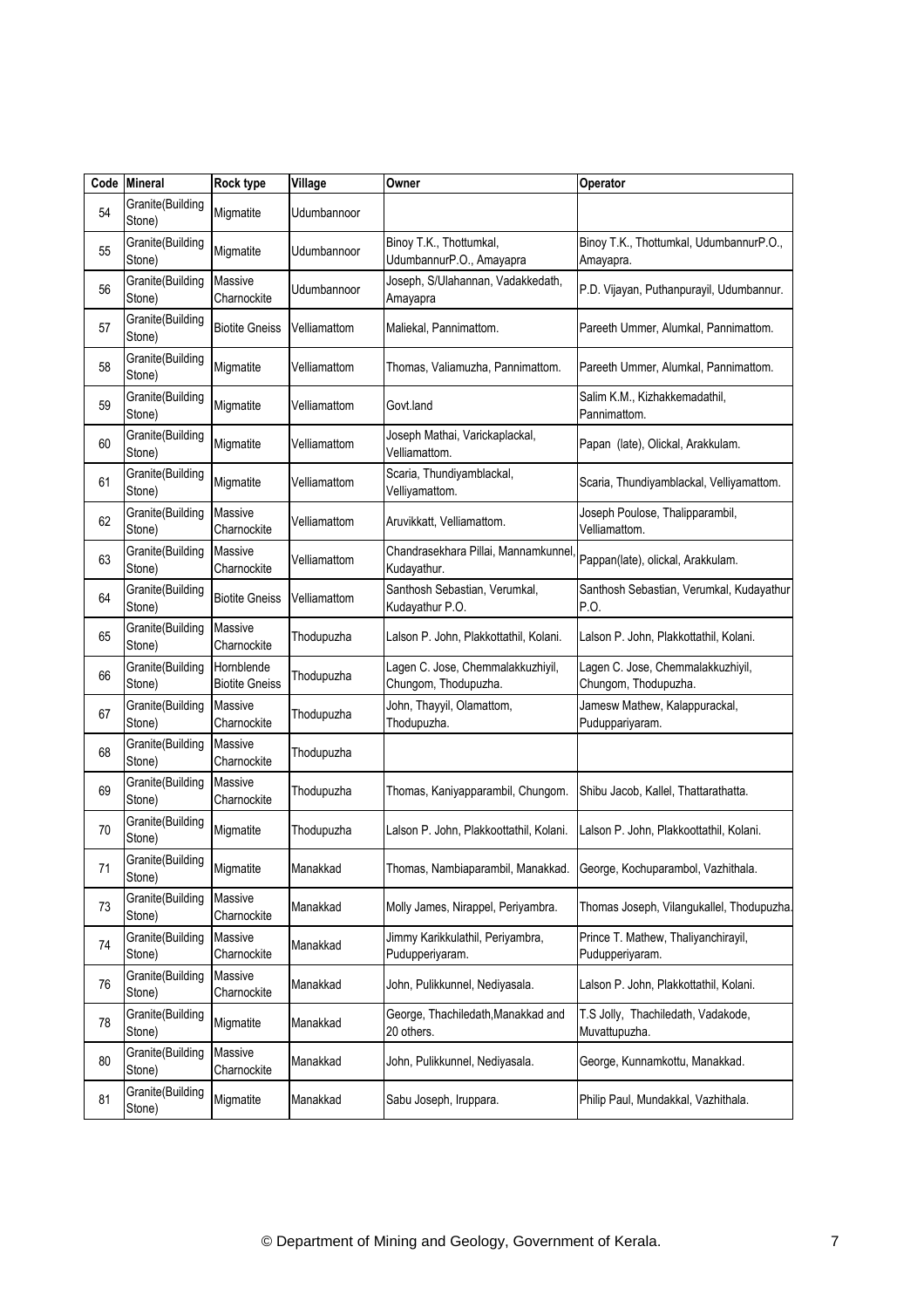| Code | Mineral | Rock type | Village | Owner | Operator |
|---|---|---|---|---|---|
| 54 | Granite(Building Stone) | Migmatite | Udumbannoor | | |
| 55 | Granite(Building Stone) | Migmatite | Udumbannoor | Binoy T.K., Thottumkal, UdumbannurP.O., Amayapra | Binoy T.K., Thottumkal, UdumbannurP.O., Amayapra. |
| 56 | Granite(Building Stone) | Massive Charnockite | Udumbannoor | Joseph, S/Ulahannan, Vadakkedath, Amayapra | P.D. Vijayan, Puthanpurayil, Udumbannur. |
| 57 | Granite(Building Stone) | Biotite Gneiss | Velliamattom | Maliekal, Pannimattom. | Pareeth Ummer, Alumkal, Pannimattom. |
| 58 | Granite(Building Stone) | Migmatite | Velliamattom | Thomas, Valiamuzha, Pannimattom. | Pareeth Ummer, Alumkal, Pannimattom. |
| 59 | Granite(Building Stone) | Migmatite | Velliamattom | Govt.land | Salim K.M., Kizhakkemadathil, Pannimattom. |
| 60 | Granite(Building Stone) | Migmatite | Velliamattom | Joseph Mathai, Varickaplackal, Velliamattom. | Papan (late), Olickal, Arakkulam. |
| 61 | Granite(Building Stone) | Migmatite | Velliamattom | Scaria, Thundiyamblackal, Velliyamattom. | Scaria, Thundiyamblackal, Velliyamattom. |
| 62 | Granite(Building Stone) | Massive Charnockite | Velliamattom | Aruvikkatt, Velliamattom. | Joseph Poulose, Thalipparambil, Velliamattom. |
| 63 | Granite(Building Stone) | Massive Charnockite | Velliamattom | Chandrasekhara Pillai, Mannamkunnel, Kudayathur. | Pappan(late), olickal, Arakkulam. |
| 64 | Granite(Building Stone) | Biotite Gneiss | Velliamattom | Santhosh Sebastian, Verumkal, Kudayathur P.O. | Santhosh Sebastian, Verumkal, Kudayathur P.O. |
| 65 | Granite(Building Stone) | Massive Charnockite | Thodupuzha | Lalson P. John, Plakkottathil, Kolani. | Lalson P. John, Plakkottathil, Kolani. |
| 66 | Granite(Building Stone) | Hornblende Biotite Gneiss | Thodupuzha | Lagen C. Jose, Chemmalakkuzhiyil, Chungom, Thodupuzha. | Lagen C. Jose, Chemmalakkuzhiyil, Chungom, Thodupuzha. |
| 67 | Granite(Building Stone) | Massive Charnockite | Thodupuzha | John, Thayyil, Olamattom, Thodupuzha. | Jamesw Mathew, Kalappurackal, Pudupperiyaram. |
| 68 | Granite(Building Stone) | Massive Charnockite | Thodupuzha | | |
| 69 | Granite(Building Stone) | Massive Charnockite | Thodupuzha | Thomas, Kaniyapparambil, Chungom. | Shibu Jacob, Kallel, Thattarathatta. |
| 70 | Granite(Building Stone) | Migmatite | Thodupuzha | Lalson P. John, Plakkoottathil, Kolani. | Lalson P. John, Plakkoottathil, Kolani. |
| 71 | Granite(Building Stone) | Migmatite | Manakkad | Thomas, Nambiaparambil, Manakkad. | George, Kochuparambol, Vazhithala. |
| 73 | Granite(Building Stone) | Massive Charnockite | Manakkad | Molly James, Nirappel, Periyambra. | Thomas Joseph, Vilangukallel, Thodupuzha. |
| 74 | Granite(Building Stone) | Massive Charnockite | Manakkad | Jimmy Karikkulathil, Periyambra, Pudupperiyaram. | Prince T. Mathew, Thaliyanchirayil, Pudupperiyaram. |
| 76 | Granite(Building Stone) | Massive Charnockite | Manakkad | John, Pulikkunnel, Nediyasala. | Lalson P. John, Plakkottathil, Kolani. |
| 78 | Granite(Building Stone) | Migmatite | Manakkad | George, Thachiledath,Manakkad and 20 others. | T.S Jolly, Thachiledath, Vadakode, Muvattupuzha. |
| 80 | Granite(Building Stone) | Massive Charnockite | Manakkad | John, Pulikkunnel, Nediyasala. | George, Kunnamkottu, Manakkad. |
| 81 | Granite(Building Stone) | Migmatite | Manakkad | Sabu Joseph, Iruppara. | Philip Paul, Mundakkal, Vazhithala. |

© Department of Mining and Geology, Government of Kerala.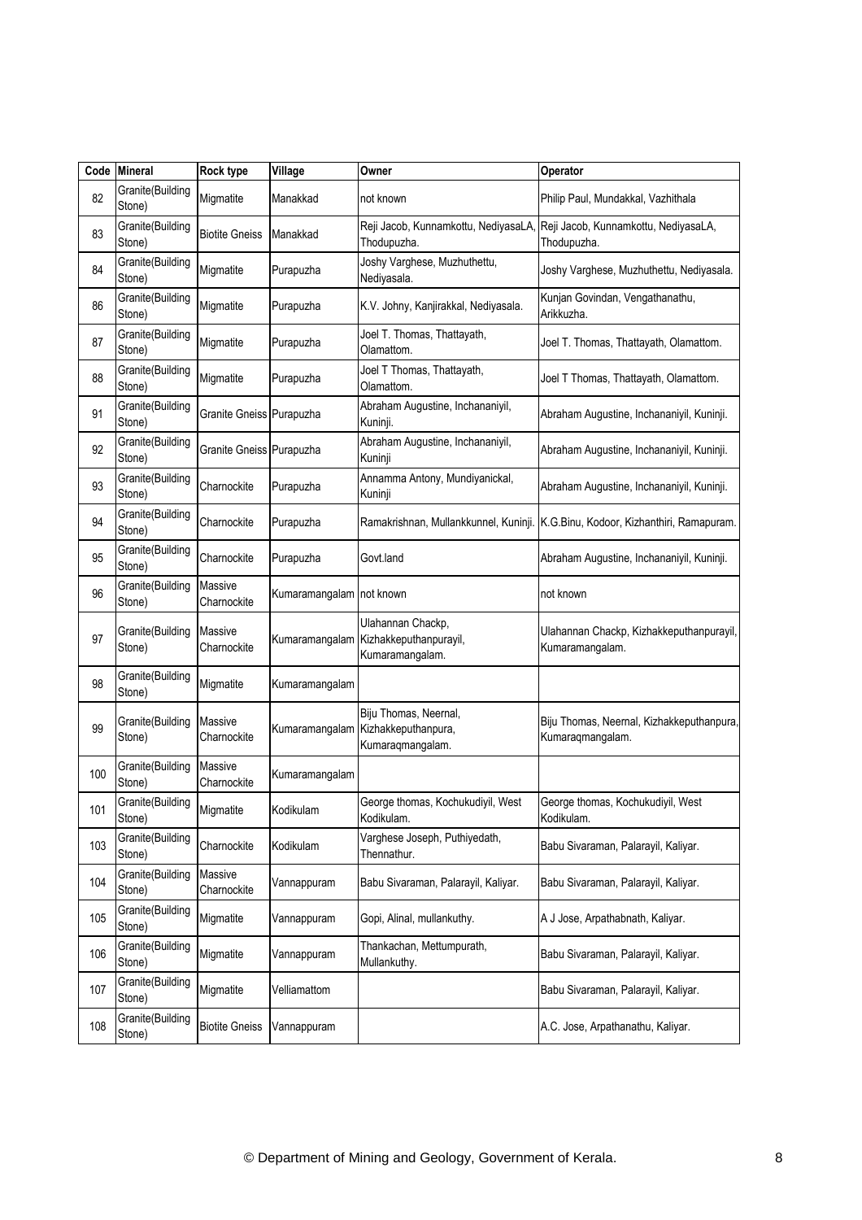| Code | Mineral | Rock type | Village | Owner | Operator |
|---|---|---|---|---|---|
| 82 | Granite(Building Stone) | Migmatite | Manakkad | not known | Philip Paul, Mundakkal, Vazhithala |
| 83 | Granite(Building Stone) | Biotite Gneiss | Manakkad | Reji Jacob, Kunnamkottu, NediyasaLA, Thodupuzha. | Reji Jacob, Kunnamkottu, NediyasaLA, Thodupuzha. |
| 84 | Granite(Building Stone) | Migmatite | Purapuzha | Joshy Varghese, Muzhuthettu, Nediyasala. | Joshy Varghese, Muzhuthettu, Nediyasala. |
| 86 | Granite(Building Stone) | Migmatite | Purapuzha | K.V. Johny, Kanjirakkal, Nediyasala. | Kunjan Govindan, Vengathanathu, Arikkuzha. |
| 87 | Granite(Building Stone) | Migmatite | Purapuzha | Joel T. Thomas, Thattayath, Olamattom. | Joel T. Thomas, Thattayath, Olamattom. |
| 88 | Granite(Building Stone) | Migmatite | Purapuzha | Joel T Thomas, Thattayath, Olamattom. | Joel T Thomas, Thattayath, Olamattom. |
| 91 | Granite(Building Stone) | Granite Gneiss | Purapuzha | Abraham Augustine, Inchananiyil, Kuninji. | Abraham Augustine, Inchananiyil, Kuninji. |
| 92 | Granite(Building Stone) | Granite Gneiss | Purapuzha | Abraham Augustine, Inchananiyil, Kuninji | Abraham Augustine, Inchananiyil, Kuninji. |
| 93 | Granite(Building Stone) | Charnockite | Purapuzha | Annamma Antony, Mundiyanickal, Kuninji | Abraham Augustine, Inchananiyil, Kuninji. |
| 94 | Granite(Building Stone) | Charnockite | Purapuzha | Ramakrishnan, Mullankkunnel, Kuninji. | K.G.Binu, Kodoor, Kizhanthiri, Ramapuram. |
| 95 | Granite(Building Stone) | Charnockite | Purapuzha | Govt.land | Abraham Augustine, Inchananiyil, Kuninji. |
| 96 | Granite(Building Stone) | Massive Charnockite | Kumaramangalam | not known | not known |
| 97 | Granite(Building Stone) | Massive Charnockite | Kumaramangalam | Ulahannan Chackp, Kizhakkeputhanpurayil, Kumaramangalam. | Ulahannan Chackp, Kizhakkeputhanpurayil, Kumaramangalam. |
| 98 | Granite(Building Stone) | Migmatite | Kumaramangalam | | |
| 99 | Granite(Building Stone) | Massive Charnockite | Kumaramangalam | Biju Thomas, Neernal, Kizhakkeputhanpura, Kumaraqmangalam. | Biju Thomas, Neernal, Kizhakkeputhanpura, Kumaraqmangalam. |
| 100 | Granite(Building Stone) | Massive Charnockite | Kumaramangalam | | |
| 101 | Granite(Building Stone) | Migmatite | Kodikulam | George thomas, Kochukudiyil, West Kodikulam. | George thomas, Kochukudiyil, West Kodikulam. |
| 103 | Granite(Building Stone) | Charnockite | Kodikulam | Varghese Joseph, Puthiyedath, Thennathur. | Babu Sivaraman, Palarayil, Kaliyar. |
| 104 | Granite(Building Stone) | Massive Charnockite | Vannappuram | Babu Sivaraman, Palarayil, Kaliyar. | Babu Sivaraman, Palarayil, Kaliyar. |
| 105 | Granite(Building Stone) | Migmatite | Vannappuram | Gopi, Alinal, mullankuthy. | A J Jose, Arpathabnath, Kaliyar. |
| 106 | Granite(Building Stone) | Migmatite | Vannappuram | Thankachan, Mettumpurath, Mullankuthy. | Babu Sivaraman, Palarayil, Kaliyar. |
| 107 | Granite(Building Stone) | Migmatite | Velliamattom | | Babu Sivaraman, Palarayil, Kaliyar. |
| 108 | Granite(Building Stone) | Biotite Gneiss | Vannappuram | | A.C. Jose, Arpathanathu, Kaliyar. |

© Department of Mining and Geology, Government of Kerala.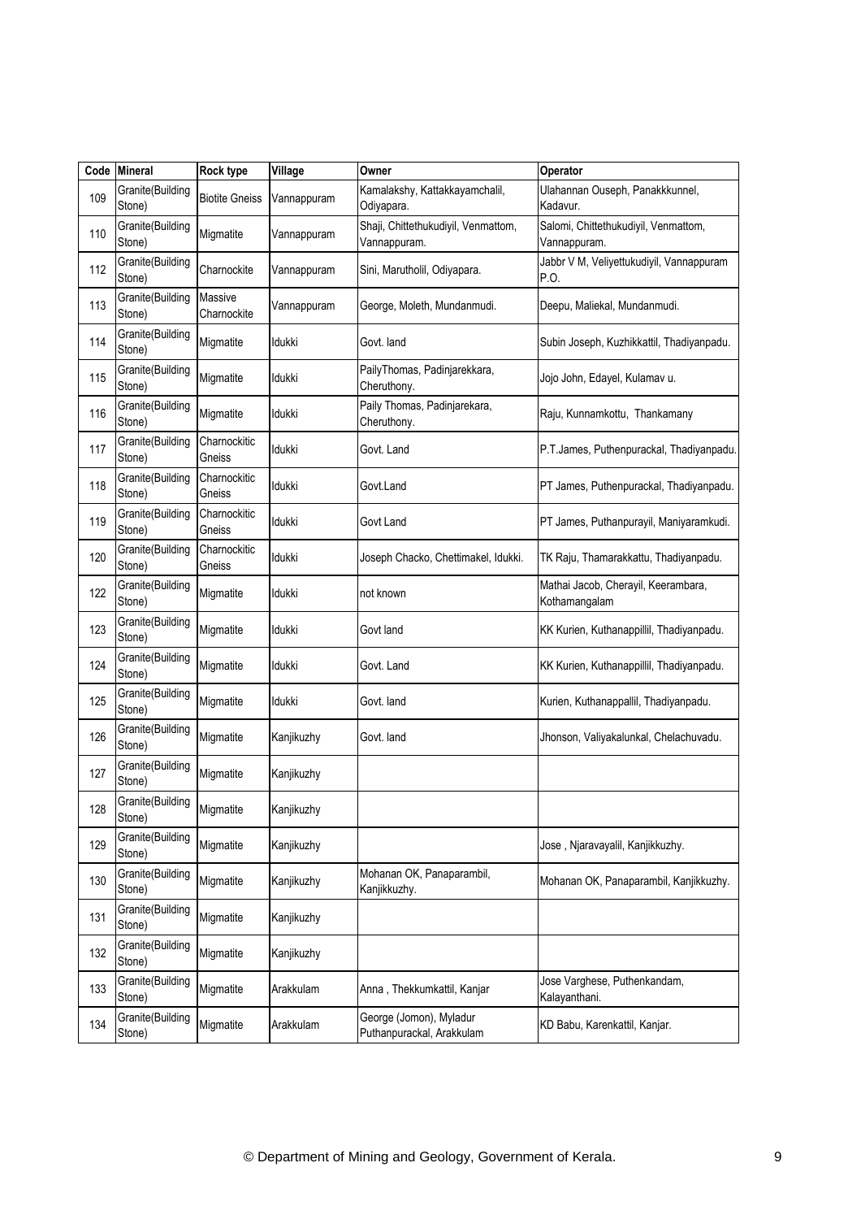| Code | Mineral | Rock type | Village | Owner | Operator |
|---|---|---|---|---|---|
| 109 | Granite(Building Stone) | Biotite Gneiss | Vannappuram | Kamalakshy, Kattakkayamchalil, Odiyapara. | Ulahannan Ouseph, Panakkkunnel, Kadavur. |
| 110 | Granite(Building Stone) | Migmatite | Vannappuram | Shaji, Chittethukudiyil, Venmattom, Vannappuram. | Salomi, Chittethukudiyil, Venmattom, Vannappuram. |
| 112 | Granite(Building Stone) | Charnockite | Vannappuram | Sini, Marutholil, Odiyapara. | Jabbr V M, Veliyettukudiyil, Vannappuram P.O. |
| 113 | Granite(Building Stone) | Massive Charnockite | Vannappuram | George, Moleth, Mundanmudi. | Deepu, Maliekal, Mundanmudi. |
| 114 | Granite(Building Stone) | Migmatite | Idukki | Govt. land | Subin Joseph, Kuzhikkattil, Thadiyanpadu. |
| 115 | Granite(Building Stone) | Migmatite | Idukki | PailyThomas, Padinjarekkara, Cheruthony. | Jojo John, Edayel, Kulamav u. |
| 116 | Granite(Building Stone) | Migmatite | Idukki | Paily Thomas, Padinjarekara, Cheruthony. | Raju, Kunnamkottu, Thankamany |
| 117 | Granite(Building Stone) | Charnockitic Gneiss | Idukki | Govt. Land | P.T.James, Puthenpurackal, Thadiyanpadu. |
| 118 | Granite(Building Stone) | Charnockitic Gneiss | Idukki | Govt.Land | PT James, Puthenpurackal, Thadiyanpadu. |
| 119 | Granite(Building Stone) | Charnockitic Gneiss | Idukki | Govt Land | PT James, Puthanpurayil, Maniyaramkudi. |
| 120 | Granite(Building Stone) | Charnockitic Gneiss | Idukki | Joseph Chacko, Chettimakel, Idukki. | TK Raju, Thamarakkattu, Thadiyanpadu. |
| 122 | Granite(Building Stone) | Migmatite | Idukki | not known | Mathai Jacob, Cherayil, Keerambara, Kothamangalam |
| 123 | Granite(Building Stone) | Migmatite | Idukki | Govt land | KK Kurien, Kuthanappillil, Thadiyanpadu. |
| 124 | Granite(Building Stone) | Migmatite | Idukki | Govt. Land | KK Kurien, Kuthanappillil, Thadiyanpadu. |
| 125 | Granite(Building Stone) | Migmatite | Idukki | Govt. land | Kurien, Kuthanappallil, Thadiyanpadu. |
| 126 | Granite(Building Stone) | Migmatite | Kanjikuzhy | Govt. land | Jhonson, Valiyakalunkal, Chelachuvadu. |
| 127 | Granite(Building Stone) | Migmatite | Kanjikuzhy | | |
| 128 | Granite(Building Stone) | Migmatite | Kanjikuzhy | | |
| 129 | Granite(Building Stone) | Migmatite | Kanjikuzhy | | Jose , Njaravayalil, Kanjikkuzhy. |
| 130 | Granite(Building Stone) | Migmatite | Kanjikuzhy | Mohanan OK, Panaparambil, Kanjikkuzhy. | Mohanan OK, Panaparambil, Kanjikkuzhy. |
| 131 | Granite(Building Stone) | Migmatite | Kanjikuzhy | | |
| 132 | Granite(Building Stone) | Migmatite | Kanjikuzhy | | |
| 133 | Granite(Building Stone) | Migmatite | Arakkulam | Anna , Thekkumkattil, Kanjar | Jose Varghese, Puthenkandam, Kalayanthani. |
| 134 | Granite(Building Stone) | Migmatite | Arakkulam | George (Jomon), Myladur Puthanpurackal, Arakkulam | KD Babu, Karenkattil, Kanjar. |

© Department of Mining and Geology, Government of Kerala.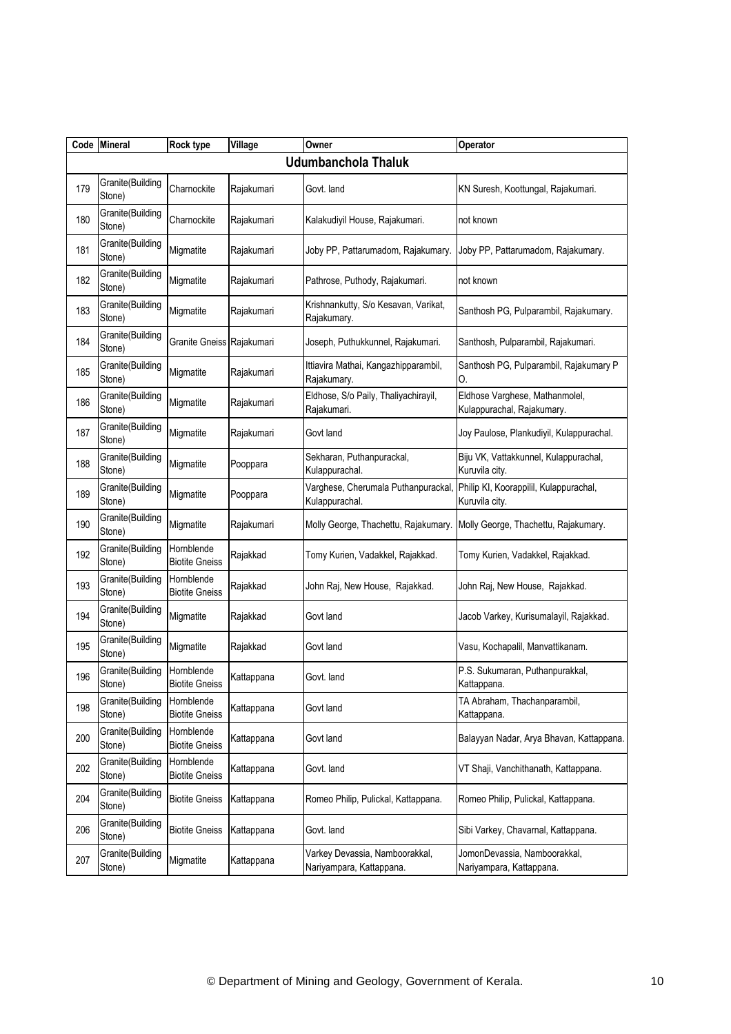| Code | Mineral | Rock type | Village | Owner | Operator |
|---|---|---|---|---|---|
| **Udumbanchola Thaluk** | | | | | |
| 179 | Granite(Building Stone) | Charnockite | Rajakumari | Govt. land | KN Suresh, Koottungal, Rajakumari. |
| 180 | Granite(Building Stone) | Charnockite | Rajakumari | Kalakudiyil House, Rajakumari. | not known |
| 181 | Granite(Building Stone) | Migmatite | Rajakumari | Joby PP, Pattarumadom, Rajakumary. | Joby PP, Pattarumadom, Rajakumary. |
| 182 | Granite(Building Stone) | Migmatite | Rajakumari | Pathrose, Puthody, Rajakumari. | not known |
| 183 | Granite(Building Stone) | Migmatite | Rajakumari | Krishnankutty, S/o Kesavan, Varikat, Rajakumary. | Santhosh PG, Pulparambil, Rajakumary. |
| 184 | Granite(Building Stone) | Granite Gneiss | Rajakumari | Joseph, Puthukkunnel, Rajakumari. | Santhosh, Pulparambil, Rajakumari. |
| 185 | Granite(Building Stone) | Migmatite | Rajakumari | Ittiavira Mathai, Kangazhipparambil, Rajakumary. | Santhosh PG, Pulparambil, Rajakumary P O. |
| 186 | Granite(Building Stone) | Migmatite | Rajakumari | Eldhose, S/o Paily, Thaliyachirayil, Rajakumari. | Eldhose Varghese, Mathanmolel, Kulappurachal, Rajakumary. |
| 187 | Granite(Building Stone) | Migmatite | Rajakumari | Govt land | Joy Paulose, Plankudiyil, Kulappurachal. |
| 188 | Granite(Building Stone) | Migmatite | Pooppara | Sekharan, Puthanpurackal, Kulappurachal. | Biju VK, Vattakkunnel, Kulappurachal, Kuruvila city. |
| 189 | Granite(Building Stone) | Migmatite | Pooppara | Varghese, Cherumala Puthanpurackal, Kulappurachal. | Philip Kl, Koorappilil, Kulappurachal, Kuruvila city. |
| 190 | Granite(Building Stone) | Migmatite | Rajakumari | Molly George, Thachettu, Rajakumary. | Molly George, Thachettu, Rajakumary. |
| 192 | Granite(Building Stone) | Hornblende Biotite Gneiss | Rajakkad | Tomy Kurien, Vadakkel, Rajakkad. | Tomy Kurien, Vadakkel, Rajakkad. |
| 193 | Granite(Building Stone) | Hornblende Biotite Gneiss | Rajakkad | John Raj, New House, Rajakkad. | John Raj, New House, Rajakkad. |
| 194 | Granite(Building Stone) | Migmatite | Rajakkad | Govt land | Jacob Varkey, Kurisumalayil, Rajakkad. |
| 195 | Granite(Building Stone) | Migmatite | Rajakkad | Govt land | Vasu, Kochapalil, Manvattikanam. |
| 196 | Granite(Building Stone) | Hornblende Biotite Gneiss | Kattappana | Govt. land | P.S. Sukumaran, Puthanpurakkal, Kattappana. |
| 198 | Granite(Building Stone) | Hornblende Biotite Gneiss | Kattappana | Govt land | TA Abraham, Thachanparambil, Kattappana. |
| 200 | Granite(Building Stone) | Hornblende Biotite Gneiss | Kattappana | Govt land | Balayyan Nadar, Arya Bhavan, Kattappana. |
| 202 | Granite(Building Stone) | Hornblende Biotite Gneiss | Kattappana | Govt. land | VT Shaji, Vanchithanath, Kattappana. |
| 204 | Granite(Building Stone) | Biotite Gneiss | Kattappana | Romeo Philip, Pulickal, Kattappana. | Romeo Philip, Pulickal, Kattappana. |
| 206 | Granite(Building Stone) | Biotite Gneiss | Kattappana | Govt. land | Sibi Varkey, Chavarnal, Kattappana. |
| 207 | Granite(Building Stone) | Migmatite | Kattappana | Varkey Devassia, Namboorakkal, Nariyampara, Kattappana. | JomonDevassia, Namboorakkal, Nariyampara, Kattappana. |

© Department of Mining and Geology, Government of Kerala.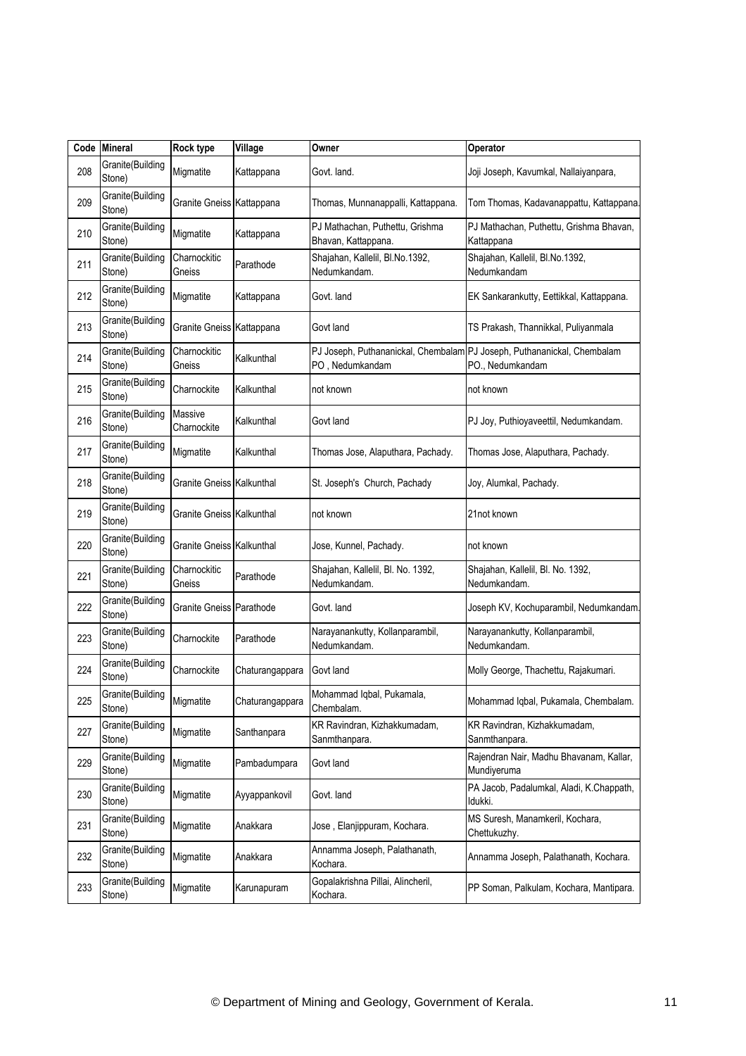| Code | Mineral | Rock type | Village | Owner | Operator |
|---|---|---|---|---|---|
| 208 | Granite(Building Stone) | Migmatite | Kattappana | Govt. land. | Joji Joseph, Kavumkal, Nallaiyanpara, |
| 209 | Granite(Building Stone) | Granite Gneiss | Kattappana | Thomas, Munnanappalli, Kattappana. | Tom Thomas, Kadavanappattu, Kattappana. |
| 210 | Granite(Building Stone) | Migmatite | Kattappana | PJ Mathachan, Puthettu, Grishma Bhavan, Kattappana. | PJ Mathachan, Puthettu, Grishma Bhavan, Kattappana |
| 211 | Granite(Building Stone) | Charnockitic Gneiss | Parathode | Shajahan, Kallelil, Bl.No.1392, Nedumkandam. | Shajahan, Kallelil, Bl.No.1392, Nedumkandam |
| 212 | Granite(Building Stone) | Migmatite | Kattappana | Govt. land | EK Sankarankutty, Eettikkal, Kattappana. |
| 213 | Granite(Building Stone) | Granite Gneiss | Kattappana | Govt land | TS Prakash, Thannikkal, Puliyanmala |
| 214 | Granite(Building Stone) | Charnockitic Gneiss | Kalkunthal | PJ Joseph, Puthananickal, Chembalam PO , Nedumkandam | PJ Joseph, Puthananickal, Chembalam PO., Nedumkandam |
| 215 | Granite(Building Stone) | Charnockite | Kalkunthal | not known | not known |
| 216 | Granite(Building Stone) | Massive Charnockite | Kalkunthal | Govt land | PJ Joy, Puthioyaveettil, Nedumkandam. |
| 217 | Granite(Building Stone) | Migmatite | Kalkunthal | Thomas Jose, Alaputhara, Pachady. | Thomas Jose, Alaputhara, Pachady. |
| 218 | Granite(Building Stone) | Granite Gneiss | Kalkunthal | St. Joseph's Church, Pachady | Joy, Alumkal, Pachady. |
| 219 | Granite(Building Stone) | Granite Gneiss | Kalkunthal | not known | 21not known |
| 220 | Granite(Building Stone) | Granite Gneiss | Kalkunthal | Jose, Kunnel, Pachady. | not known |
| 221 | Granite(Building Stone) | Charnockitic Gneiss | Parathode | Shajahan, Kallelil, Bl. No. 1392, Nedumkandam. | Shajahan, Kallelil, Bl. No. 1392, Nedumkandam. |
| 222 | Granite(Building Stone) | Granite Gneiss | Parathode | Govt. land | Joseph KV, Kochuparambil, Nedumkandam. |
| 223 | Granite(Building Stone) | Charnockite | Parathode | Narayanankutty, Kollanparambil, Nedumkandam. | Narayanankutty, Kollanparambil, Nedumkandam. |
| 224 | Granite(Building Stone) | Charnockite | Chaturangappara | Govt land | Molly George, Thachettu, Rajakumari. |
| 225 | Granite(Building Stone) | Migmatite | Chaturangappara | Mohammad Iqbal, Pukamala, Chembalam. | Mohammad Iqbal, Pukamala, Chembalam. |
| 227 | Granite(Building Stone) | Migmatite | Santhanpara | KR Ravindran, Kizhakkumadam, Sanmthanpara. | KR Ravindran, Kizhakkumadam, Sanmthanpara. |
| 229 | Granite(Building Stone) | Migmatite | Pambadumpara | Govt land | Rajendran Nair, Madhu Bhavanam, Kallar, Mundiyeruma |
| 230 | Granite(Building Stone) | Migmatite | Ayyappankovil | Govt. land | PA Jacob, Padalumkal, Aladi, K.Chappath, Idukki. |
| 231 | Granite(Building Stone) | Migmatite | Anakkara | Jose , Elanjippuram, Kochara. | MS Suresh, Manamkeril, Kochara, Chettukuzhy. |
| 232 | Granite(Building Stone) | Migmatite | Anakkara | Annamma Joseph, Palathanath, Kochara. | Annamma Joseph, Palathanath, Kochara. |
| 233 | Granite(Building Stone) | Migmatite | Karunapuram | Gopalakrishna Pillai, Alincheril, Kochara. | PP Soman, Palkulam, Kochara, Mantipara. |

© Department of Mining and Geology, Government of Kerala.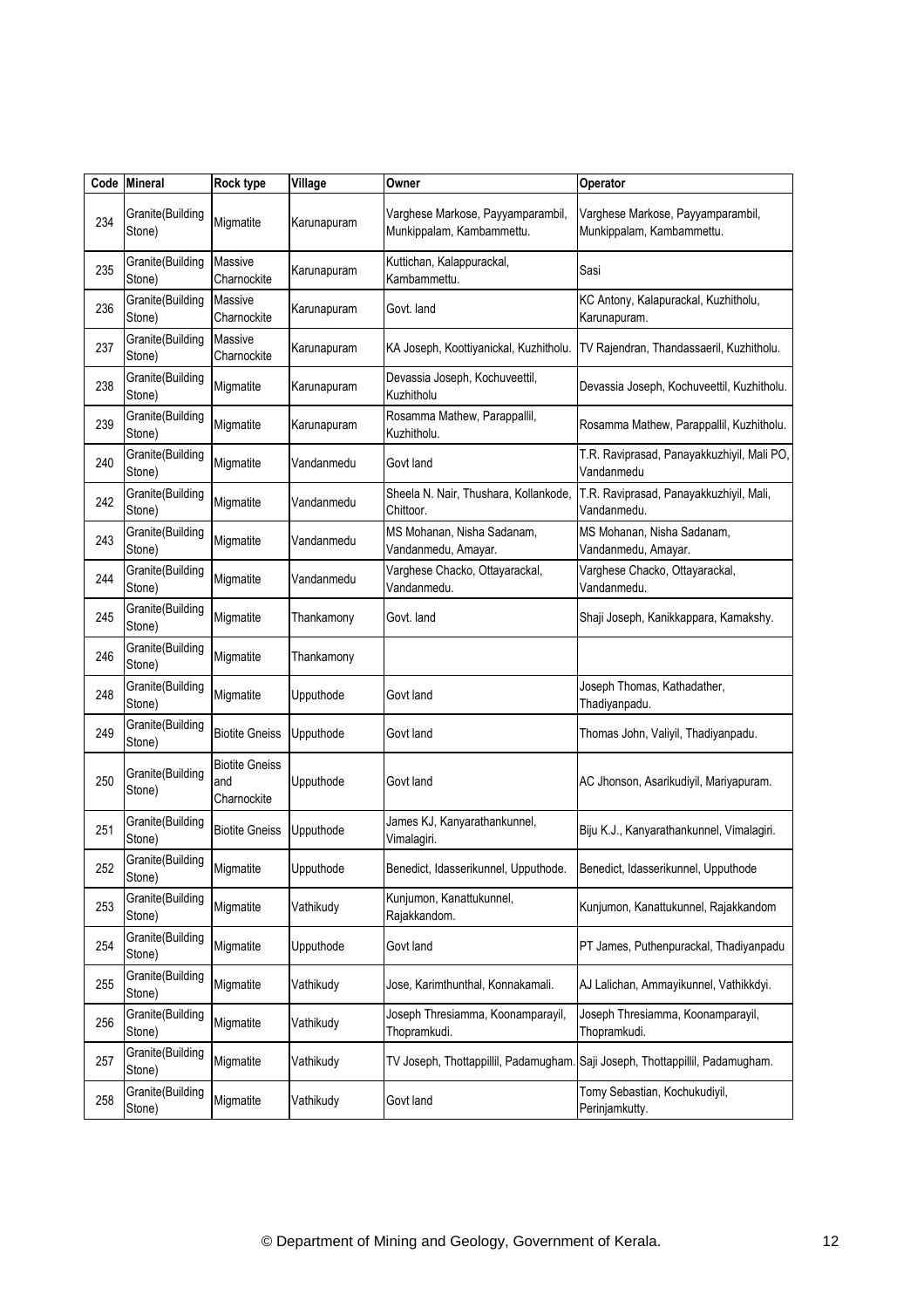| Code | Mineral | Rock type | Village | Owner | Operator |
|---|---|---|---|---|---|
| 234 | Granite(Building Stone) | Migmatite | Karunapuram | Varghese Markose, Payyamparambil, Munkippalam, Kambammettu. | Varghese Markose, Payyamparambil, Munkippalam, Kambammettu. |
| 235 | Granite(Building Stone) | Massive Charnockite | Karunapuram | Kuttichan, Kalappurackal, Kambammettu. | Sasi |
| 236 | Granite(Building Stone) | Massive Charnockite | Karunapuram | Govt. land | KC Antony, Kalapurackal, Kuzhitholu, Karunapuram. |
| 237 | Granite(Building Stone) | Massive Charnockite | Karunapuram | KA Joseph, Koottiyanickal, Kuzhitholu. | TV Rajendran, Thandassaeril, Kuzhitholu. |
| 238 | Granite(Building Stone) | Migmatite | Karunapuram | Devassia Joseph, Kochuveettil, Kuzhitholu | Devassia Joseph, Kochuveettil, Kuzhitholu. |
| 239 | Granite(Building Stone) | Migmatite | Karunapuram | Rosamma Mathew, Parappallil, Kuzhitholu. | Rosamma Mathew, Parappallil, Kuzhitholu. |
| 240 | Granite(Building Stone) | Migmatite | Vandanmedu | Govt land | T.R. Raviprasad, Panayakkuzhiyil, Mali PO, Vandanmedu |
| 242 | Granite(Building Stone) | Migmatite | Vandanmedu | Sheela N. Nair, Thushara, Kollankode, Chittoor. | T.R. Raviprasad, Panayakkuzhiyil, Mali, Vandanmedu. |
| 243 | Granite(Building Stone) | Migmatite | Vandanmedu | MS Mohanan, Nisha Sadanam, Vandanmedu, Amayar. | MS Mohanan, Nisha Sadanam, Vandanmedu, Amayar. |
| 244 | Granite(Building Stone) | Migmatite | Vandanmedu | Varghese Chacko, Ottayarackal, Vandanmedu. | Varghese Chacko, Ottayarackal, Vandanmedu. |
| 245 | Granite(Building Stone) | Migmatite | Thankamony | Govt. land | Shaji Joseph, Kanikkappara, Kamakshy. |
| 246 | Granite(Building Stone) | Migmatite | Thankamony | | |
| 248 | Granite(Building Stone) | Migmatite | Upputhode | Govt land | Joseph Thomas, Kathadather, Thadiyanpadu. |
| 249 | Granite(Building Stone) | Biotite Gneiss | Upputhode | Govt land | Thomas John, Valiyil, Thadiyanpadu. |
| 250 | Granite(Building Stone) | Biotite Gneiss and Charnockite | Upputhode | Govt land | AC Jhonson, Asarikudiyil, Mariyapuram. |
| 251 | Granite(Building Stone) | Biotite Gneiss | Upputhode | James KJ, Kanyarathankunnel, Vimalagiri. | Biju K.J., Kanyarathankunnel, Vimalagiri. |
| 252 | Granite(Building Stone) | Migmatite | Upputhode | Benedict, Idasserikunnel, Upputhode. | Benedict, Idasserikunnel, Upputhode |
| 253 | Granite(Building Stone) | Migmatite | Vathikudy | Kunjumon, Kanattukunnel, Rajakkandom. | Kunjumon, Kanattukunnel, Rajakkandom |
| 254 | Granite(Building Stone) | Migmatite | Upputhode | Govt land | PT James, Puthenpurackal, Thadiyanpadu |
| 255 | Granite(Building Stone) | Migmatite | Vathikudy | Jose, Karimthunthal, Konnakamali. | AJ Lalichan, Ammayikunnel, Vathikkdyi. |
| 256 | Granite(Building Stone) | Migmatite | Vathikudy | Joseph Thresiamma, Koonamparayil, Thopramkudi. | Joseph Thresiamma, Koonamparayil, Thopramkudi. |
| 257 | Granite(Building Stone) | Migmatite | Vathikudy | TV Joseph, Thottappillil, Padamugham. | Saji Joseph, Thottappillil, Padamugham. |
| 258 | Granite(Building Stone) | Migmatite | Vathikudy | Govt land | Tomy Sebastian, Kochukudiyil, Perinjamkutty. |

© Department of Mining and Geology, Government of Kerala.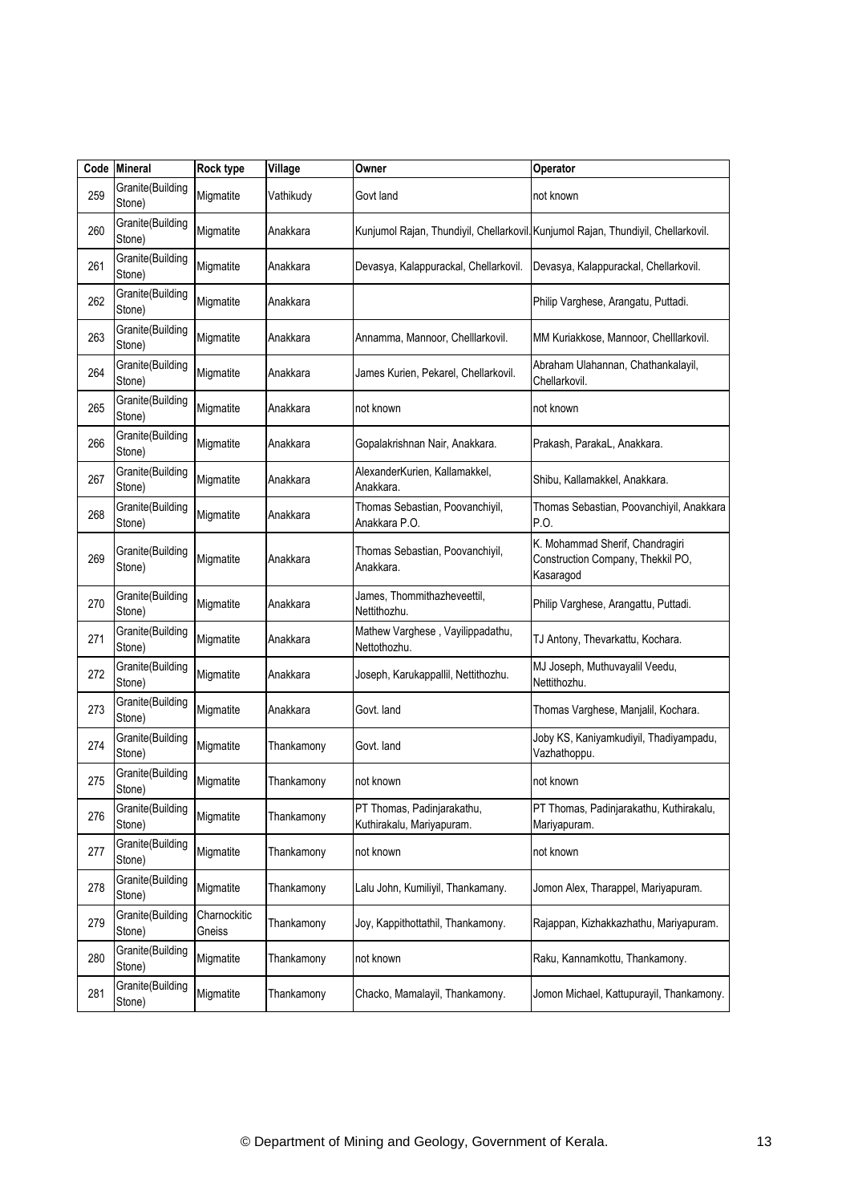| Code | Mineral | Rock type | Village | Owner | Operator |
|---|---|---|---|---|---|
| 259 | Granite(Building Stone) | Migmatite | Vathikudy | Govt land | not known |
| 260 | Granite(Building Stone) | Migmatite | Anakkara | Kunjumol Rajan, Thundiyil, Chellarkovil. | Kunjumol Rajan, Thundiyil, Chellarkovil. |
| 261 | Granite(Building Stone) | Migmatite | Anakkara | Devasya, Kalappurackal, Chellarkovil. | Devasya, Kalappurackal, Chellarkovil. |
| 262 | Granite(Building Stone) | Migmatite | Anakkara | | Philip Varghese, Arangatu, Puttadi. |
| 263 | Granite(Building Stone) | Migmatite | Anakkara | Annamma, Mannoor, Chelllarkovil. | MM Kuriakkose, Mannoor, Chelllarkovil. |
| 264 | Granite(Building Stone) | Migmatite | Anakkara | James Kurien, Pekarel, Chellarkovil. | Abraham Ulahannan, Chathankalayil, Chellarkovil. |
| 265 | Granite(Building Stone) | Migmatite | Anakkara | not known | not known |
| 266 | Granite(Building Stone) | Migmatite | Anakkara | Gopalakrishnan Nair, Anakkara. | Prakash, ParakaL, Anakkara. |
| 267 | Granite(Building Stone) | Migmatite | Anakkara | AlexanderKurien, Kallamakkel, Anakkara. | Shibu, Kallamakkel, Anakkara. |
| 268 | Granite(Building Stone) | Migmatite | Anakkara | Thomas Sebastian, Poovanchiyil, Anakkara P.O. | Thomas Sebastian, Poovanchiyil, Anakkara P.O. |
| 269 | Granite(Building Stone) | Migmatite | Anakkara | Thomas Sebastian, Poovanchiyil, Anakkara. | K. Mohammad Sherif, Chandragiri Construction Company, Thekkil PO, Kasaragod |
| 270 | Granite(Building Stone) | Migmatite | Anakkara | James, Thommithazheveettil, Nettithozhu. | Philip Varghese, Arangattu, Puttadi. |
| 271 | Granite(Building Stone) | Migmatite | Anakkara | Mathew Varghese , Vayilippadathu, Nettothozhu. | TJ Antony, Thevarkattu, Kochara. |
| 272 | Granite(Building Stone) | Migmatite | Anakkara | Joseph, Karukappallil, Nettithozhu. | MJ Joseph, Muthuvayalil Veedu, Nettithozhu. |
| 273 | Granite(Building Stone) | Migmatite | Anakkara | Govt. land | Thomas Varghese, Manjalil, Kochara. |
| 274 | Granite(Building Stone) | Migmatite | Thankamony | Govt. land | Joby KS, Kaniyamkudiyil, Thadiyampadu, Vazhathoppu. |
| 275 | Granite(Building Stone) | Migmatite | Thankamony | not known | not known |
| 276 | Granite(Building Stone) | Migmatite | Thankamony | PT Thomas, Padinjarakathu, Kuthirakalu, Mariyapuram. | PT Thomas, Padinjarakathu, Kuthirakalu, Mariyapuram. |
| 277 | Granite(Building Stone) | Migmatite | Thankamony | not known | not known |
| 278 | Granite(Building Stone) | Migmatite | Thankamony | Lalu John, Kumiliyil, Thankamany. | Jomon Alex, Tharappel, Mariyapuram. |
| 279 | Granite(Building Stone) | Charnockitic Gneiss | Thankamony | Joy, Kappithottathil, Thankamony. | Rajappan, Kizhakkazhathu, Mariyapuram. |
| 280 | Granite(Building Stone) | Migmatite | Thankamony | not known | Raku, Kannamkottu, Thankamony. |
| 281 | Granite(Building Stone) | Migmatite | Thankamony | Chacko, Mamalayil, Thankamony. | Jomon Michael, Kattupurayil, Thankamony. |

© Department of Mining and Geology, Government of Kerala.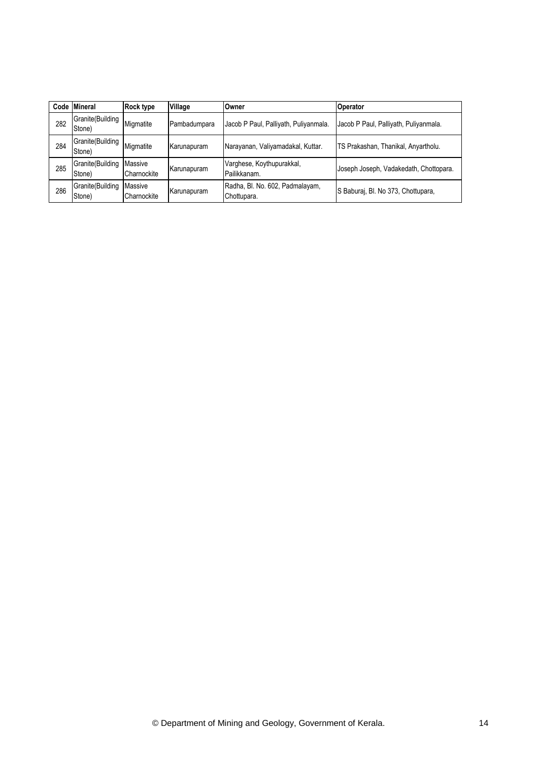| Code | Mineral | Rock type | Village | Owner | Operator |
|---|---|---|---|---|---|
| 282 | Granite(Building Stone) | Migmatite | Pambadumpara | Jacob P Paul, Palliyath, Puliyanmala. | Jacob P Paul, Palliyath, Puliyanmala. |
| 284 | Granite(Building Stone) | Migmatite | Karunapuram | Narayanan, Valiyamadakal, Kuttar. | TS Prakashan, Thanikal, Anyartholu. |
| 285 | Granite(Building Stone) | Massive Charnockite | Karunapuram | Varghese, Koythupurakkal, Pailikkanam. | Joseph Joseph, Vadakedath, Chottopara. |
| 286 | Granite(Building Stone) | Massive Charnockite | Karunapuram | Radha, Bl. No. 602, Padmalayam, Chottupara. | S Baburaj, Bl. No 373, Chottupara, |

© Department of Mining and Geology, Government of Kerala.